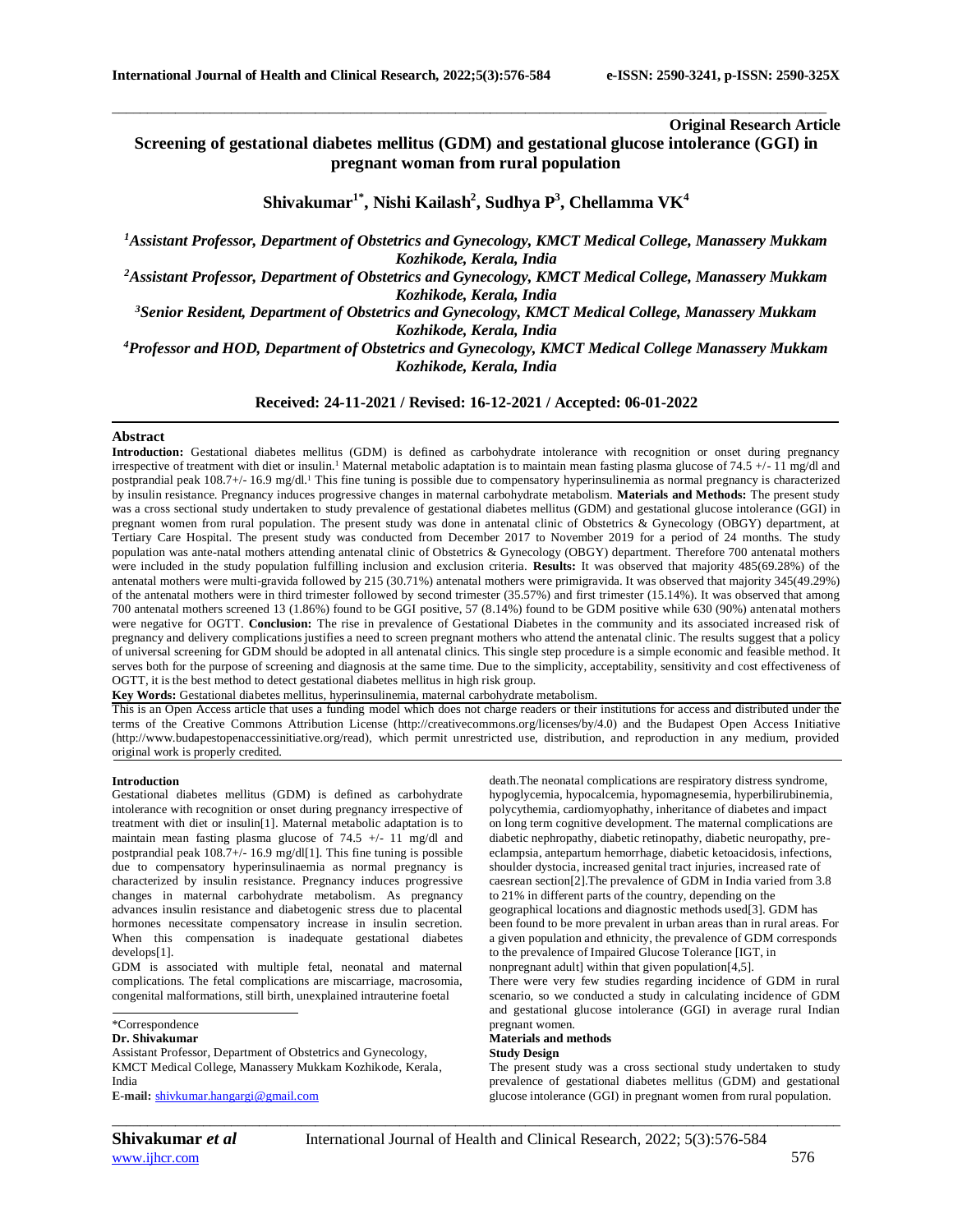**Original Research Article**

# Screening of gestational diabetes mellitus (GDM) and gestational glucose intolerance (GGI) in pregnant woman from rural population

**Shivakumar[1*], Nishi Kailash[2], Sudhya P[3], Chellamma VK[4]**

*[1]Assistant Professor, Department of Obstetrics and Gynecology, KMCT Medical College, Manassery Mukkam Kozhikode, Kerala, India*

*[2]Assistant Professor, Department of Obstetrics and Gynecology, KMCT Medical College, Manassery Mukkam Kozhikode, Kerala, India*

*[3]Senior Resident, Department of Obstetrics and Gynecology, KMCT Medical College, Manassery Mukkam Kozhikode, Kerala, India*

*[4]Professor and HOD, Department of Obstetrics and Gynecology, KMCT Medical College Manassery Mukkam Kozhikode, Kerala, India*

**Received: 24-11-2021 / Revised: 16-12-2021 / Accepted: 06-01-2022**

## Abstract

**Introduction:** Gestational diabetes mellitus (GDM) is defined as carbohydrate intolerance with recognition or onset during pregnancy irrespective of treatment with diet or insulin.[1] Maternal metabolic adaptation is to maintain mean fasting plasma glucose of 74.5 +/- 11 mg/dl and postprandial peak 108.7+/- 16.9 mg/dl.[1] This fine tuning is possible due to compensatory hyperinsulinemia as normal pregnancy is characterized by insulin resistance. Pregnancy induces progressive changes in maternal carbohydrate metabolism. **Materials and Methods:** The present study was a cross sectional study undertaken to study prevalence of gestational diabetes mellitus (GDM) and gestational glucose intolerance (GGI) in pregnant women from rural population. The present study was done in antenatal clinic of Obstetrics & Gynecology (OBGY) department, at Tertiary Care Hospital. The present study was conducted from December 2017 to November 2019 for a period of 24 months. The study population was ante-natal mothers attending antenatal clinic of Obstetrics & Gynecology (OBGY) department. Therefore 700 antenatal mothers were included in the study population fulfilling inclusion and exclusion criteria. **Results:** It was observed that majority 485(69.28%) of the antenatal mothers were multi-gravida followed by 215 (30.71%) antenatal mothers were primigravida. It was observed that majority 345(49.29%) of the antenatal mothers were in third trimester followed by second trimester (35.57%) and first trimester (15.14%). It was observed that among 700 antenatal mothers screened 13 (1.86%) found to be GGI positive, 57 (8.14%) found to be GDM positive while 630 (90%) antenatal mothers were negative for OGTT. **Conclusion:** The rise in prevalence of Gestational Diabetes in the community and its associated increased risk of pregnancy and delivery complications justifies a need to screen pregnant mothers who attend the antenatal clinic. The results suggest that a policy of universal screening for GDM should be adopted in all antenatal clinics. This single step procedure is a simple economic and feasible method. It serves both for the purpose of screening and diagnosis at the same time. Due to the simplicity, acceptability, sensitivity and cost effectiveness of OGTT, it is the best method to detect gestational diabetes mellitus in high risk group.

**Key Words:** Gestational diabetes mellitus, hyperinsulinemia, maternal carbohydrate metabolism.

This is an Open Access article that uses a funding model which does not charge readers or their institutions for access and distributed under the terms of the Creative Commons Attribution License (http://creativecommons.org/licenses/by/4.0) and the Budapest Open Access Initiative (http://www.budapestopenaccessinitiative.org/read), which permit unrestricted use, distribution, and reproduction in any medium, provided original work is properly credited.

## Introduction

Gestational diabetes mellitus (GDM) is defined as carbohydrate intolerance with recognition or onset during pregnancy irrespective of treatment with diet or insulin[1]. Maternal metabolic adaptation is to maintain mean fasting plasma glucose of 74.5 +/- 11 mg/dl and postprandial peak 108.7+/- 16.9 mg/dl[1]. This fine tuning is possible due to compensatory hyperinsulinaemia as normal pregnancy is characterized by insulin resistance. Pregnancy induces progressive changes in maternal carbohydrate metabolism. As pregnancy advances insulin resistance and diabetogenic stress due to placental hormones necessitate compensatory increase in insulin secretion. When this compensation is inadequate gestational diabetes develops[1].

GDM is associated with multiple fetal, neonatal and maternal complications. The fetal complications are miscarriage, macrosomia, congenital malformations, still birth, unexplained intrauterine foetal death.The neonatal complications are respiratory distress syndrome, hypoglycemia, hypocalcemia, hypomagnesemia, hyperbilirubinemia, polycythemia, cardiomyopathy, inheritance of diabetes and impact on long term cognitive development. The maternal complications are diabetic nephropathy, diabetic retinopathy, diabetic neuropathy, pre-eclampsia, antepartum hemorrhage, diabetic ketoacidosis, infections, shoulder dystocia, increased genital tract injuries, increased rate of caesrean section[2].The prevalence of GDM in India varied from 3.8 to 21% in different parts of the country, depending on the geographical locations and diagnostic methods used[3]. GDM has been found to be more prevalent in urban areas than in rural areas. For a given population and ethnicity, the prevalence of GDM corresponds to the prevalence of Impaired Glucose Tolerance [IGT, in nonpregnant adult] within that given population[4,5].

There were very few studies regarding incidence of GDM in rural scenario, so we conducted a study in calculating incidence of GDM and gestational glucose intolerance (GGI) in average rural Indian pregnant women.

*Correspondence
**Dr. Shivakumar**
Assistant Professor, Department of Obstetrics and Gynecology, KMCT Medical College, Manassery Mukkam Kozhikode, Kerala, India
**E-mail:** shivkumar.hangargi@gmail.com

## Materials and methods

### Study Design

The present study was a cross sectional study undertaken to study prevalence of gestational diabetes mellitus (GDM) and gestational glucose intolerance (GGI) in pregnant women from rural population.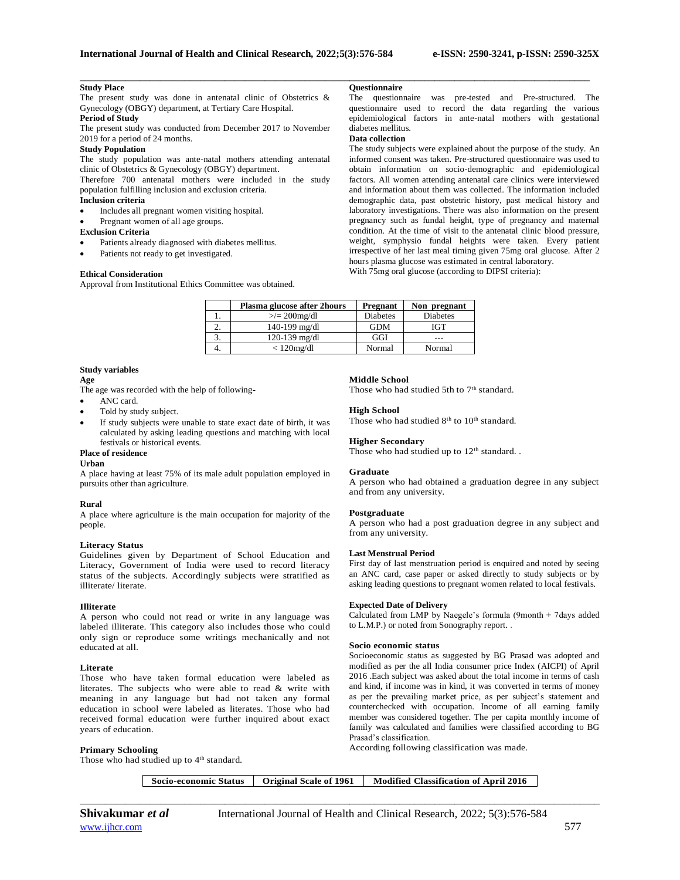**Study Place**

The present study was done in antenatal clinic of Obstetrics & Gynecology (OBGY) department, at Tertiary Care Hospital.

**Period of Study**

The present study was conducted from December 2017 to November 2019 for a period of 24 months.

**Study Population**

The study population was ante-natal mothers attending antenatal clinic of Obstetrics & Gynecology (OBGY) department.

Therefore 700 antenatal mothers were included in the study population fulfilling inclusion and exclusion criteria.

**Inclusion criteria**

- Includes all pregnant women visiting hospital.
- Pregnant women of all age groups.

**Exclusion Criteria**

- Patients already diagnosed with diabetes mellitus.
- Patients not ready to get investigated.

**Ethical Consideration**

Approval from Institutional Ethics Committee was obtained.

**Questionnaire**

The questionnaire was pre-tested and Pre-structured. The questionnaire used to record the data regarding the various epidemiological factors in ante-natal mothers with gestational diabetes mellitus.

**Data collection**

The study subjects were explained about the purpose of the study. An informed consent was taken. Pre-structured questionnaire was used to obtain information on socio-demographic and epidemiological factors. All women attending antenatal care clinics were interviewed and information about them was collected. The information included demographic data, past obstetric history, past medical history and laboratory investigations. There was also information on the present pregnancy such as fundal height, type of pregnancy and maternal condition. At the time of visit to the antenatal clinic blood pressure, weight, symphysio fundal heights were taken. Every patient irrespective of her last meal timing given 75mg oral glucose. After 2 hours plasma glucose was estimated in central laboratory.

With 75mg oral glucose (according to DIPSI criteria):

| | Plasma glucose after 2hours | Pregnant | Non pregnant |
|---|---|---|---|
| 1. | >/= 200mg/dl | Diabetes | Diabetes |
| 2. | 140-199 mg/dl | GDM | IGT |
| 3. | 120-139 mg/dl | GGI | --- |
| 4. | < 120mg/dl | Normal | Normal |

**Study variables**

**Age**

The age was recorded with the help of following-

- ANC card.
- Told by study subject.
- If study subjects were unable to state exact date of birth, it was calculated by asking leading questions and matching with local festivals or historical events.

**Place of residence**

**Urban**

A place having at least 75% of its male adult population employed in pursuits other than agriculture.

**Rural**

A place where agriculture is the main occupation for majority of the people.

**Literacy Status**

Guidelines given by Department of School Education and Literacy, Government of India were used to record literacy status of the subjects. Accordingly subjects were stratified as illiterate/ literate.

**Illiterate**

A person who could not read or write in any language was labeled illiterate. This category also includes those who could only sign or reproduce some writings mechanically and not educated at all.

**Literate**

Those who have taken formal education were labeled as literates. The subjects who were able to read & write with meaning in any language but had not taken any formal education in school were labeled as literates. Those who had received formal education were further inquired about exact years of education.

**Primary Schooling**

Those who had studied up to 4th standard.

**Middle School**

Those who had studied 5th to 7th standard.

**High School**

Those who had studied 8th to 10th standard.

**Higher Secondary**

Those who had studied up to 12th standard. .

**Graduate**

A person who had obtained a graduation degree in any subject and from any university.

**Postgraduate**

A person who had a post graduation degree in any subject and from any university.

**Last Menstrual Period**

First day of last menstruation period is enquired and noted by seeing an ANC card, case paper or asked directly to study subjects or by asking leading questions to pregnant women related to local festivals.

**Expected Date of Delivery**

Calculated from LMP by Naegele's formula (9month + 7days added to L.M.P.) or noted from Sonography report. .

**Socio economic status**

Socioeconomic status as suggested by BG Prasad was adopted and modified as per the all India consumer price Index (AICPI) of April 2016 .Each subject was asked about the total income in terms of cash and kind, if income was in kind, it was converted in terms of money as per the prevailing market price, as per subject's statement and counterchecked with occupation. Income of all earning family member was considered together. The per capita monthly income of family was calculated and families were classified according to BG Prasad's classification.

According following classification was made.

| Socio-economic Status | Original Scale of 1961 | Modified Classification of April 2016 |
|---|---|---|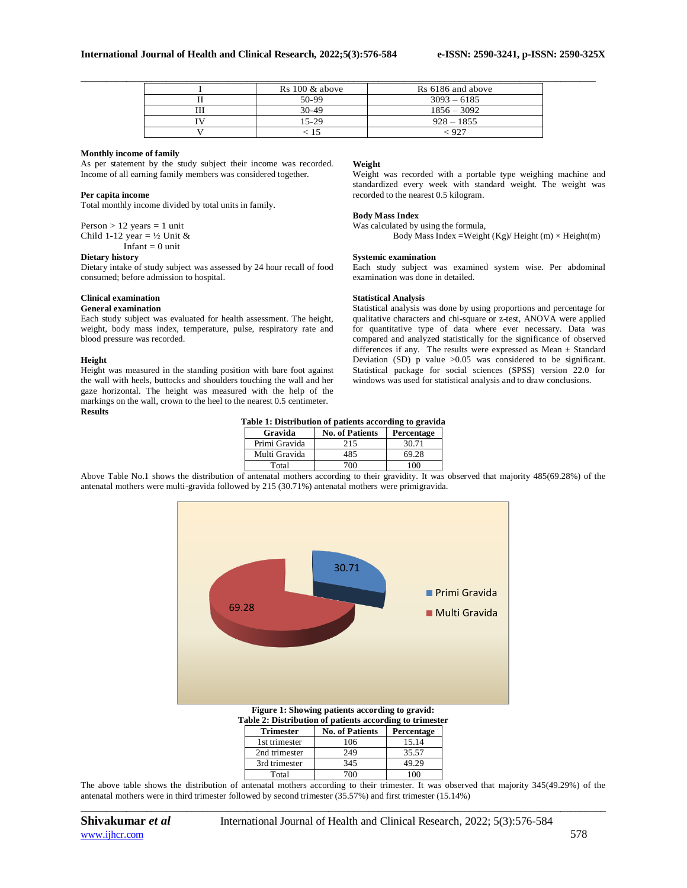| I | Rs 100 & above | Rs 6186 and above |
|---|---|---|
| II | 50-99 | 3093 – 6185 |
| III | 30-49 | 1856 – 3092 |
| IV | 15-29 | 928 – 1855 |
| V | < 15 | < 927 |

**Monthly income of family**

As per statement by the study subject their income was recorded. Income of all earning family members was considered together.

**Per capita income**

Total monthly income divided by total units in family.

Person > 12 years = 1 unit
Child 1-12 year = ½ Unit &
Infant = 0 unit

**Dietary history**

Dietary intake of study subject was assessed by 24 hour recall of food consumed; before admission to hospital.

**Clinical examination**

**General examination**

Each study subject was evaluated for health assessment. The height, weight, body mass index, temperature, pulse, respiratory rate and blood pressure was recorded.

**Height**

Height was measured in the standing position with bare foot against the wall with heels, buttocks and shoulders touching the wall and her gaze horizontal. The height was measured with the help of the markings on the wall, crown to the heel to the nearest 0.5 centimeter.

**Weight**

Weight was recorded with a portable type weighing machine and standardized every week with standard weight. The weight was recorded to the nearest 0.5 kilogram.

**Body Mass Index**

Was calculated by using the formula,

Body Mass Index =Weight (Kg)/ Height (m) × Height(m)

**Systemic examination**

Each study subject was examined system wise. Per abdominal examination was done in detailed.

**Statistical Analysis**

Statistical analysis was done by using proportions and percentage for qualitative characters and chi-square or z-test, ANOVA were applied for quantitative type of data where ever necessary. Data was compared and analyzed statistically for the significance of observed differences if any. The results were expressed as Mean ± Standard Deviation (SD) p value >0.05 was considered to be significant. Statistical package for social sciences (SPSS) version 22.0 for windows was used for statistical analysis and to draw conclusions.

**Results**

**Table 1: Distribution of patients according to gravida**

| Gravida | No. of Patients | Percentage |
|---|---|---|
| Primi Gravida | 215 | 30.71 |
| Multi Gravida | 485 | 69.28 |
| Total | 700 | 100 |

Above Table No.1 shows the distribution of antenatal mothers according to their gravidity. It was observed that majority 485(69.28%) of the antenatal mothers were multi-gravida followed by 215 (30.71%) antenatal mothers were primigravida.

**Figure 1: Showing patients according to gravid:**

**Table 2: Distribution of patients according to trimester**

| Trimester | No. of Patients | Percentage |
|---|---|---|
| 1st trimester | 106 | 15.14 |
| 2nd trimester | 249 | 35.57 |
| 3rd trimester | 345 | 49.29 |
| Total | 700 | 100 |

The above table shows the distribution of antenatal mothers according to their trimester. It was observed that majority 345(49.29%) of the antenatal mothers were in third trimester followed by second trimester (35.57%) and first trimester (15.14%)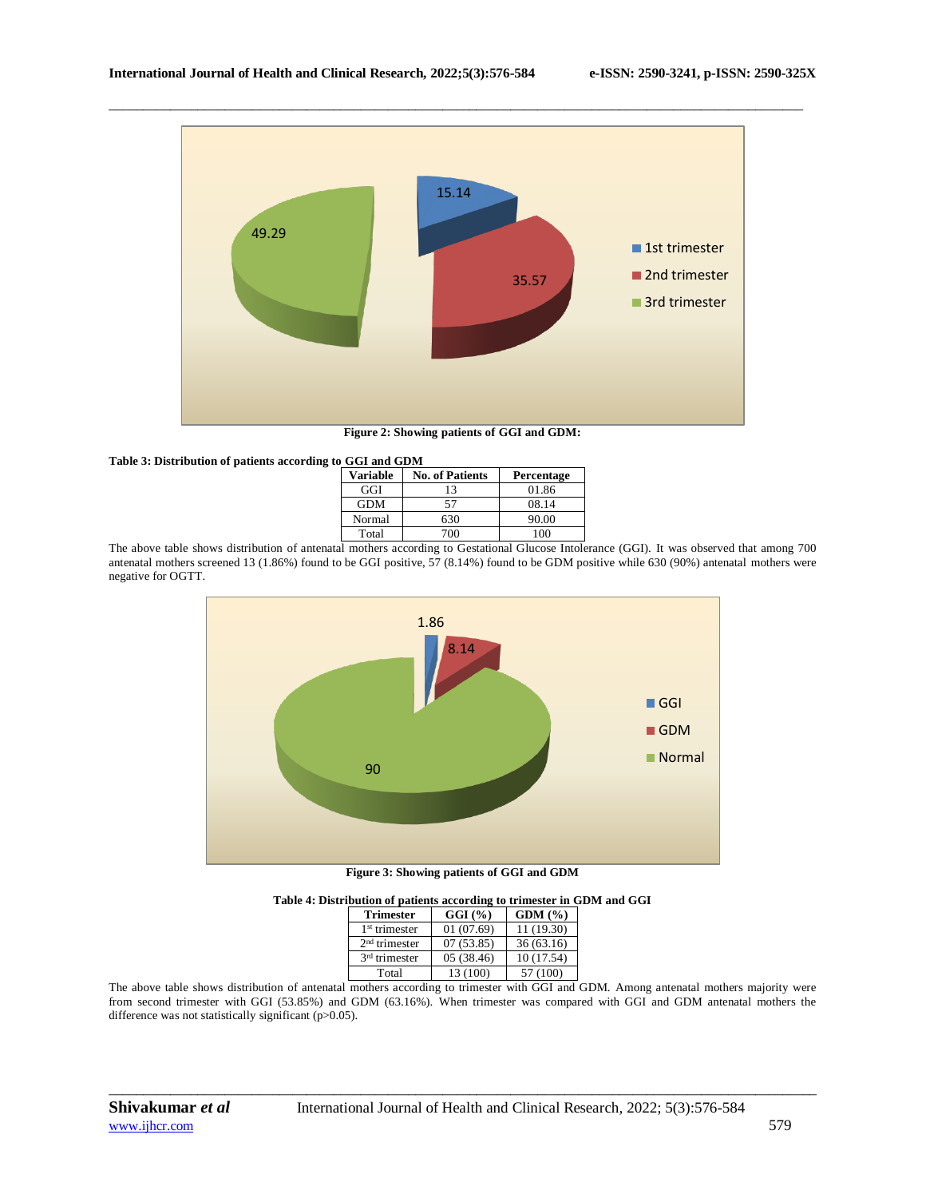Figure 2: Showing patients of GGI and GDM:

**Table 3: Distribution of patients according to GGI and GDM**

| Variable | No. of Patients | Percentage |
|---|---|---|
| GGI | 13 | 01.86 |
| GDM | 57 | 08.14 |
| Normal | 630 | 90.00 |
| Total | 700 | 100 |

The above table shows distribution of antenatal mothers according to Gestational Glucose Intolerance (GGI). It was observed that among 700 antenatal mothers screened 13 (1.86%) found to be GGI positive, 57 (8.14%) found to be GDM positive while 630 (90%) antenatal mothers were negative for OGTT.

Figure 3: Showing patients of GGI and GDM

**Table 4: Distribution of patients according to trimester in GDM and GGI**

| Trimester | GGI (%) | GDM (%) |
|---|---|---|
| 1st trimester | 01 (07.69) | 11 (19.30) |
| 2nd trimester | 07 (53.85) | 36 (63.16) |
| 3rd trimester | 05 (38.46) | 10 (17.54) |
| Total | 13 (100) | 57 (100) |

The above table shows distribution of antenatal mothers according to trimester with GGI and GDM. Among antenatal mothers majority were from second trimester with GGI (53.85%) and GDM (63.16%). When trimester was compared with GGI and GDM antenatal mothers the difference was not statistically significant ($p>0.05$).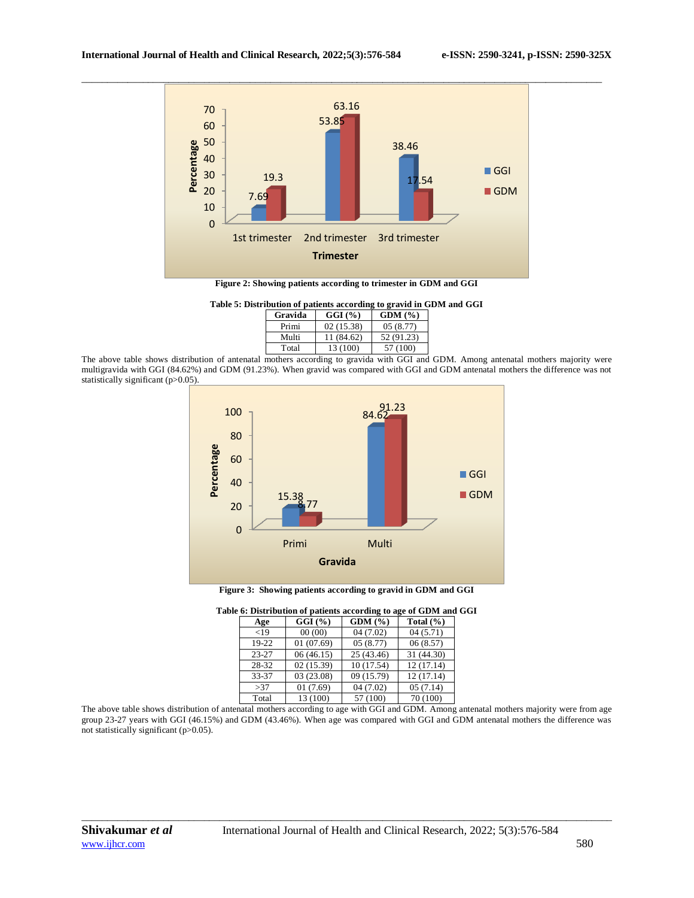Figure 2: Showing patients according to trimester in GDM and GGI

**Table 5: Distribution of patients according to gravid in GDM and GGI**

| Gravida | GGI (%) | GDM (%) |
|---|---|---|
| Primi | 02 (15.38) | 05 (8.77) |
| Multi | 11 (84.62) | 52 (91.23) |
| Total | 13 (100) | 57 (100) |

The above table shows distribution of antenatal mothers according to gravida with GGI and GDM. Among antenatal mothers majority were multigravida with GGI (84.62%) and GDM (91.23%). When gravid was compared with GGI and GDM antenatal mothers the difference was not statistically significant ($p>0.05$).

Figure 3: Showing patients according to gravid in GDM and GGI

**Table 6: Distribution of patients according to age of GDM and GGI**

| Age | GGI (%) | GDM (%) | Total (%) |
|---|---|---|---|
| <19 | 00 (00) | 04 (7.02) | 04 (5.71) |
| 19-22 | 01 (07.69) | 05 (8.77) | 06 (8.57) |
| 23-27 | 06 (46.15) | 25 (43.46) | 31 (44.30) |
| 28-32 | 02 (15.39) | 10 (17.54) | 12 (17.14) |
| 33-37 | 03 (23.08) | 09 (15.79) | 12 (17.14) |
| >37 | 01 (7.69) | 04 (7.02) | 05 (7.14) |
| Total | 13 (100) | 57 (100) | 70 (100) |

The above table shows distribution of antenatal mothers according to age with GGI and GDM. Among antenatal mothers majority were from age group 23-27 years with GGI (46.15%) and GDM (43.46%). When age was compared with GGI and GDM antenatal mothers the difference was not statistically significant ($p>0.05$).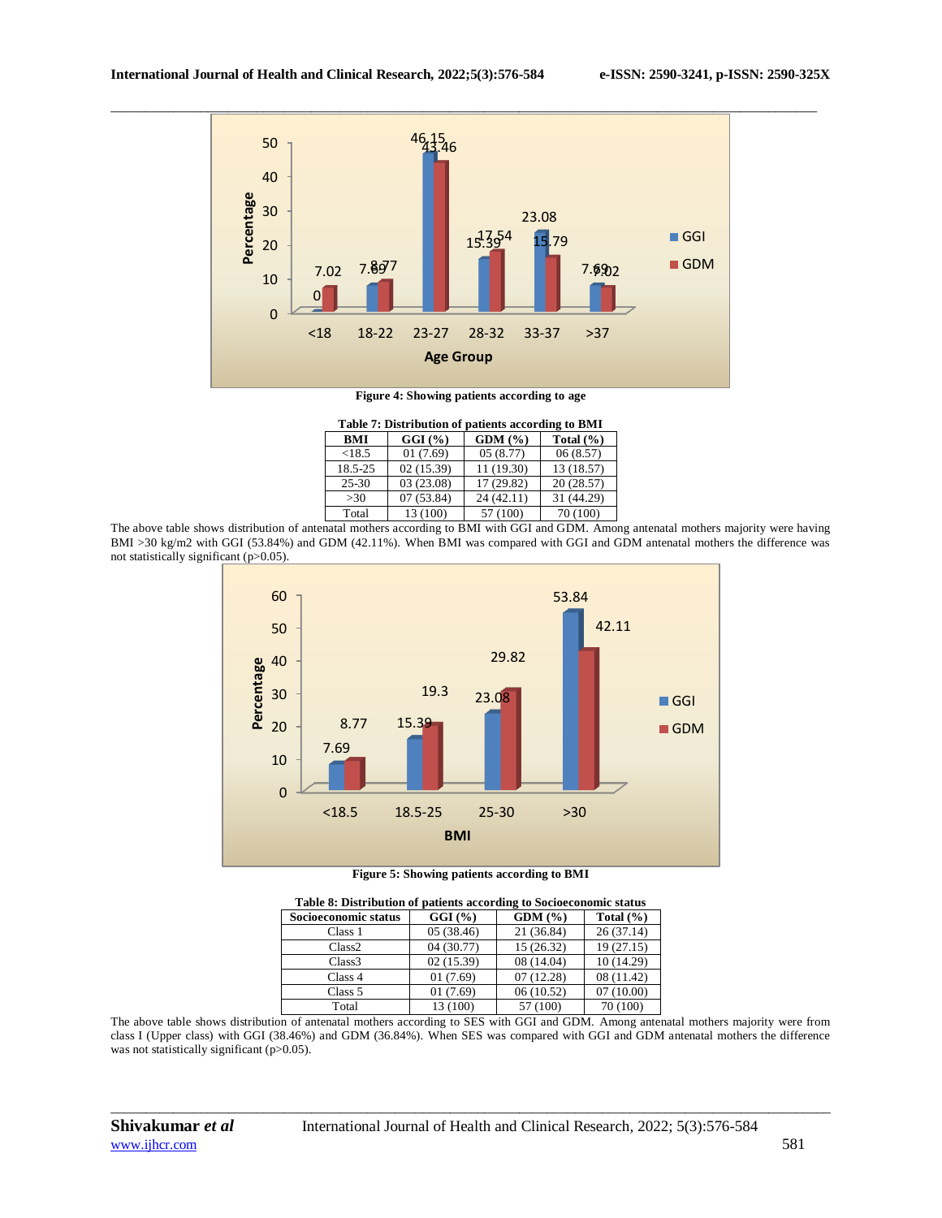Figure 4: Showing patients according to age

**Table 7: Distribution of patients according to BMI**

| BMI | GGI (%) | GDM (%) | Total (%) |
|---|---|---|---|
| <18.5 | 01 (7.69) | 05 (8.77) | 06 (8.57) |
| 18.5-25 | 02 (15.39) | 11 (19.30) | 13 (18.57) |
| 25-30 | 03 (23.08) | 17 (29.82) | 20 (28.57) |
| >30 | 07 (53.84) | 24 (42.11) | 31 (44.29) |
| Total | 13 (100) | 57 (100) | 70 (100) |

The above table shows distribution of antenatal mothers according to BMI with GGI and GDM. Among antenatal mothers majority were having BMI >30 kg/m2 with GGI (53.84%) and GDM (42.11%). When BMI was compared with GGI and GDM antenatal mothers the difference was not statistically significant (p>0.05).

Figure 5: Showing patients according to BMI

**Table 8: Distribution of patients according to Socioeconomic status**

| Socioeconomic status | GGI (%) | GDM (%) | Total (%) |
|---|---|---|---|
| Class 1 | 05 (38.46) | 21 (36.84) | 26 (37.14) |
| Class2 | 04 (30.77) | 15 (26.32) | 19 (27.15) |
| Class3 | 02 (15.39) | 08 (14.04) | 10 (14.29) |
| Class 4 | 01 (7.69) | 07 (12.28) | 08 (11.42) |
| Class 5 | 01 (7.69) | 06 (10.52) | 07 (10.00) |
| Total | 13 (100) | 57 (100) | 70 (100) |

The above table shows distribution of antenatal mothers according to SES with GGI and GDM. Among antenatal mothers majority were from class I (Upper class) with GGI (38.46%) and GDM (36.84%). When SES was compared with GGI and GDM antenatal mothers the difference was not statistically significant (p>0.05).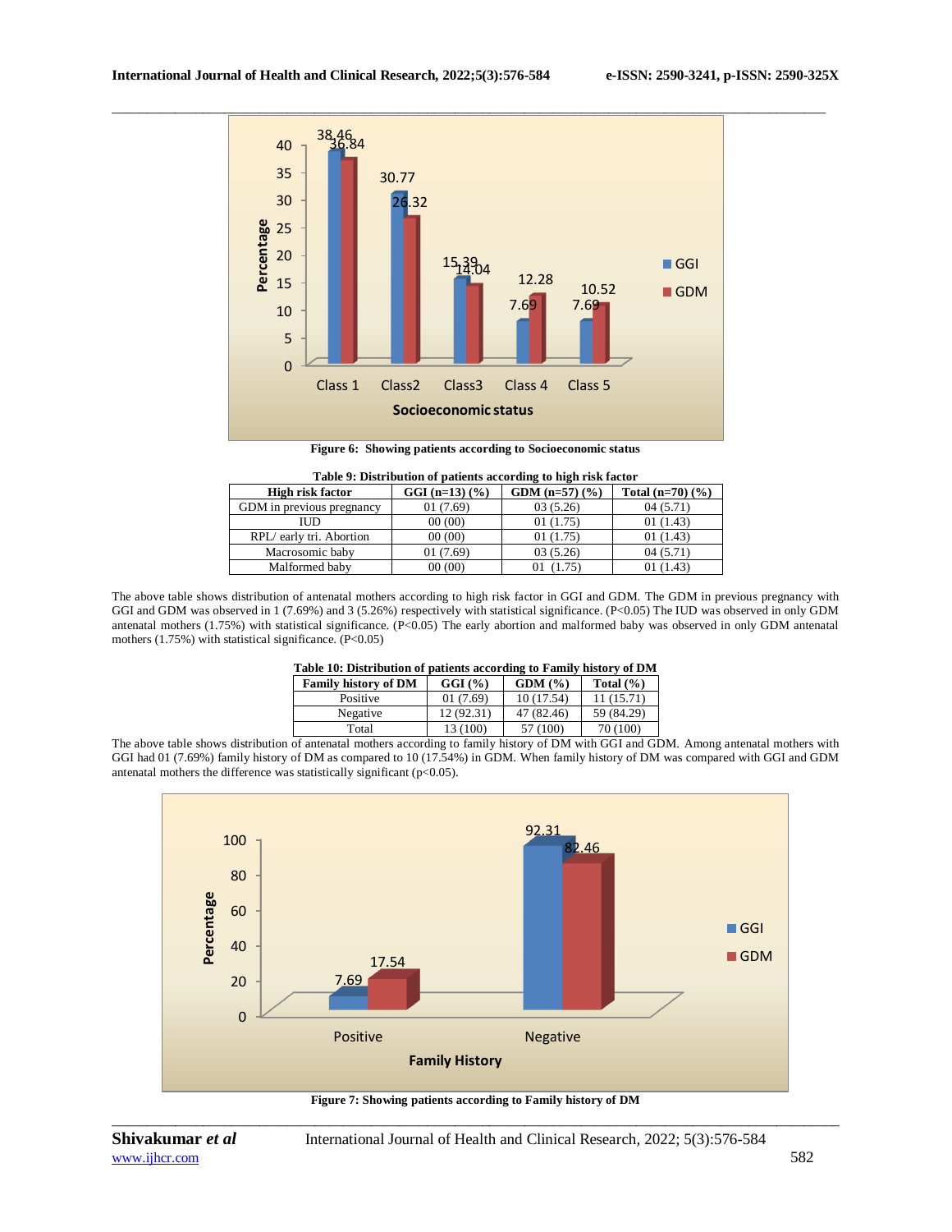Figure 6: Showing patients according to Socioeconomic status

**Table 9: Distribution of patients according to high risk factor**

| High risk factor | GGI (n=13) (%) | GDM (n=57) (%) | Total (n=70) (%) |
|---|---|---|---|
| GDM in previous pregnancy | 01 (7.69) | 03 (5.26) | 04 (5.71) |
| IUD | 00 (00) | 01 (1.75) | 01 (1.43) |
| RPL/ early tri. Abortion | 00 (00) | 01 (1.75) | 01 (1.43) |
| Macrosomic baby | 01 (7.69) | 03 (5.26) | 04 (5.71) |
| Malformed baby | 00 (00) | 01 (1.75) | 01 (1.43) |

The above table shows distribution of antenatal mothers according to high risk factor in GGI and GDM. The GDM in previous pregnancy with GGI and GDM was observed in 1 (7.69%) and 3 (5.26%) respectively with statistical significance. ($P<0.05$) The IUD was observed in only GDM antenatal mothers (1.75%) with statistical significance. ($P<0.05$) The early abortion and malformed baby was observed in only GDM antenatal mothers (1.75%) with statistical significance. ($P<0.05$)

**Table 10: Distribution of patients according to Family history of DM**

| Family history of DM | GGI (%) | GDM (%) | Total (%) |
|---|---|---|---|
| Positive | 01 (7.69) | 10 (17.54) | 11 (15.71) |
| Negative | 12 (92.31) | 47 (82.46) | 59 (84.29) |
| Total | 13 (100) | 57 (100) | 70 (100) |

The above table shows distribution of antenatal mothers according to family history of DM with GGI and GDM. Among antenatal mothers with GGI had 01 (7.69%) family history of DM as compared to 10 (17.54%) in GDM. When family history of DM was compared with GGI and GDM antenatal mothers the difference was statistically significant ($p<0.05$).

Figure 7: Showing patients according to Family history of DM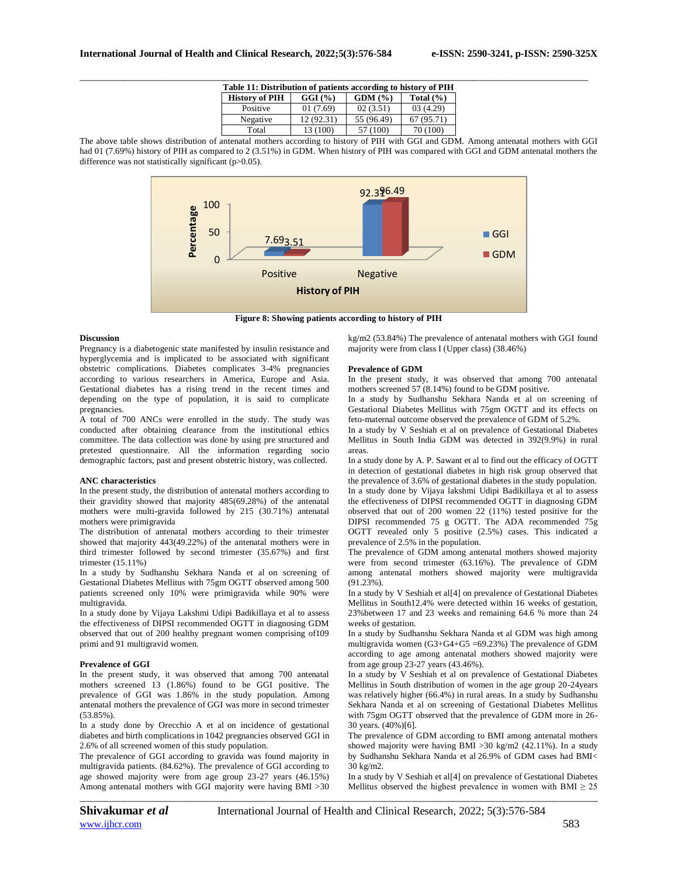**Table 11: Distribution of patients according to history of PIH**

| History of PIH | GGI (%) | GDM (%) | Total (%) |
|---|---|---|---|
| Positive | 01 (7.69) | 02 (3.51) | 03 (4.29) |
| Negative | 12 (92.31) | 55 (96.49) | 67 (95.71) |
| Total | 13 (100) | 57 (100) | 70 (100) |

The above table shows distribution of antenatal mothers according to history of PIH with GGI and GDM. Among antenatal mothers with GGI had 01 (7.69%) history of PIH as compared to 2 (3.51%) in GDM. When history of PIH was compared with GGI and GDM antenatal mothers the difference was not statistically significant (p>0.05).

**Figure 8: Showing patients according to history of PIH**

### Discussion

Pregnancy is a diabetogenic state manifested by insulin resistance and hyperglycemia and is implicated to be associated with significant obstetric complications. Diabetes complicates 3-4% pregnancies according to various researchers in America, Europe and Asia. Gestational diabetes has a rising trend in the recent times and depending on the type of population, it is said to complicate pregnancies.

A total of 700 ANCs were enrolled in the study. The study was conducted after obtaining clearance from the institutional ethics committee. The data collection was done by using pre structured and pretested questionnaire. All the information regarding socio demographic factors, past and present obstetric history, was collected.

### ANC characteristics

In the present study, the distribution of antenatal mothers according to their gravidity showed that majority 485(69.28%) of the antenatal mothers were multi-gravida followed by 215 (30.71%) antenatal mothers were primigravida

The distribution of antenatal mothers according to their trimester showed that majority 443(49.22%) of the antenatal mothers were in third trimester followed by second trimester (35.67%) and first trimester (15.11%)

In a study by Sudhanshu Sekhara Nanda et al on screening of Gestational Diabetes Mellitus with 75gm OGTT observed among 500 patients screened only 10% were primigravida while 90% were multigravida.

In a study done by Vijaya Lakshmi Udipi Badikillaya et al to assess the effectiveness of DIPSI recommended OGTT in diagnosing GDM observed that out of 200 healthy pregnant women comprising of109 primi and 91 multigravid women.

### Prevalence of GGI

In the present study, it was observed that among 700 antenatal mothers screened 13 (1.86%) found to be GGI positive. The prevalence of GGI was 1.86% in the study population. Among antenatal mothers the prevalence of GGI was more in second trimester (53.85%).

In a study done by Orecchio A et al on incidence of gestational diabetes and birth complications in 1042 pregnancies observed GGI in 2.6% of all screened women of this study population.

The prevalence of GGI according to gravida was found majority in multigravida patients. (84.62%). The prevalence of GGI according to age showed majority were from age group 23-27 years (46.15%) Among antenatal mothers with GGI majority were having BMI >30 kg/m2 (53.84%) The prevalence of antenatal mothers with GGI found majority were from class I (Upper class) (38.46%)

### Prevalence of GDM

In the present study, it was observed that among 700 antenatal mothers screened 57 (8.14%) found to be GDM positive.

In a study by Sudhanshu Sekhara Nanda et al on screening of Gestational Diabetes Mellitus with 75gm OGTT and its effects on feto-maternal outcome observed the prevalence of GDM of 5.2%.

In a study by V Seshiah et al on prevalence of Gestational Diabetes Mellitus in South India GDM was detected in 392(9.9%) in rural areas.

In a study done by A. P. Sawant et al to find out the efficacy of OGTT in detection of gestational diabetes in high risk group observed that the prevalence of 3.6% of gestational diabetes in the study population.

In a study done by Vijaya lakshmi Udipi Badikillaya et al to assess the effectiveness of DIPSI recommended OGTT in diagnosing GDM observed that out of 200 women 22 (11%) tested positive for the DIPSI recommended 75 g OGTT. The ADA recommended 75g OGTT revealed only 5 positive (2.5%) cases. This indicated a prevalence of 2.5% in the population.

The prevalence of GDM among antenatal mothers showed majority were from second trimester (63.16%). The prevalence of GDM among antenatal mothers showed majority were multigravida (91.23%).

In a study by V Seshiah et al[4] on prevalence of Gestational Diabetes Mellitus in South12.4% were detected within 16 weeks of gestation, 23%between 17 and 23 weeks and remaining 64.6 % more than 24 weeks of gestation.

In a study by Sudhanshu Sekhara Nanda et al GDM was high among multigravida women (G3+G4+G5 =69.23%) The prevalence of GDM according to age among antenatal mothers showed majority were from age group 23-27 years (43.46%).

In a study by V Seshiah et al on prevalence of Gestational Diabetes Mellitus in South distribution of women in the age group 20-24years was relatively higher (66.4%) in rural areas. In a study by Sudhanshu Sekhara Nanda et al on screening of Gestational Diabetes Mellitus with 75gm OGTT observed that the prevalence of GDM more in 26-30 years. (40%)[6].

The prevalence of GDM according to BMI among antenatal mothers showed majority were having BMI >30 kg/m2 (42.11%). In a study by Sudhanshu Sekhara Nanda et al 26.9% of GDM cases had BMI< 30 kg/m2.

In a study by V Seshiah et al[4] on prevalence of Gestational Diabetes Mellitus observed the highest prevalence in women with BMI ≥ 25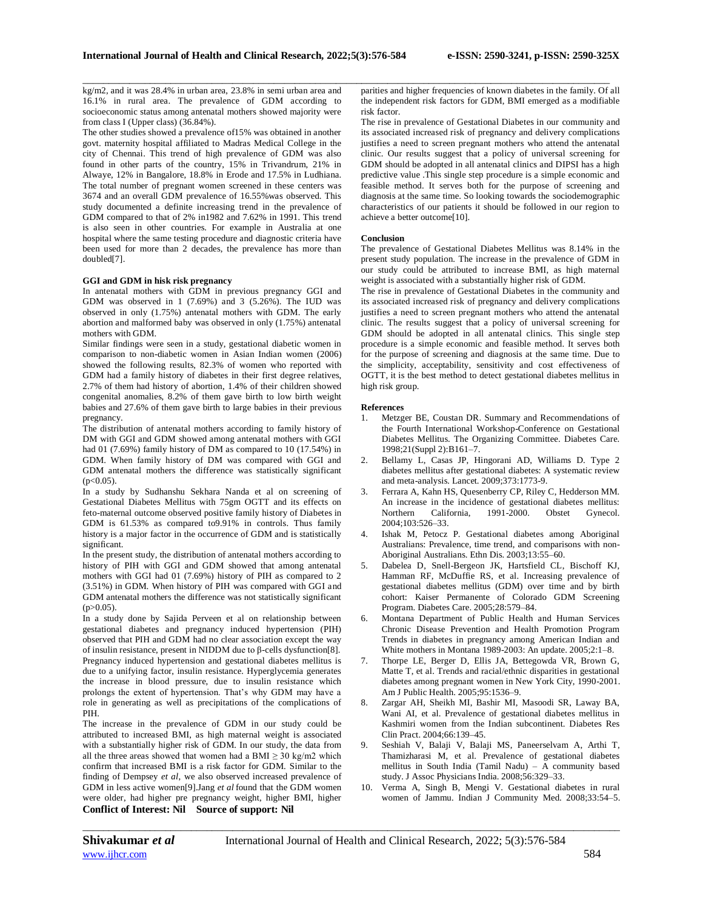kg/m2, and it was 28.4% in urban area, 23.8% in semi urban area and 16.1% in rural area. The prevalence of GDM according to socioeconomic status among antenatal mothers showed majority were from class I (Upper class) (36.84%).

The other studies showed a prevalence of15% was obtained in another govt. maternity hospital affiliated to Madras Medical College in the city of Chennai. This trend of high prevalence of GDM was also found in other parts of the country, 15% in Trivandrum, 21% in Alwaye, 12% in Bangalore, 18.8% in Erode and 17.5% in Ludhiana. The total number of pregnant women screened in these centers was 3674 and an overall GDM prevalence of 16.55%was observed. This study documented a definite increasing trend in the prevalence of GDM compared to that of 2% in1982 and 7.62% in 1991. This trend is also seen in other countries. For example in Australia at one hospital where the same testing procedure and diagnostic criteria have been used for more than 2 decades, the prevalence has more than doubled[7].

**GGI and GDM in hisk risk pregnancy**

In antenatal mothers with GDM in previous pregnancy GGI and GDM was observed in 1 (7.69%) and 3 (5.26%). The IUD was observed in only (1.75%) antenatal mothers with GDM. The early abortion and malformed baby was observed in only (1.75%) antenatal mothers with GDM.

Similar findings were seen in a study, gestational diabetic women in comparison to non-diabetic women in Asian Indian women (2006) showed the following results, 82.3% of women who reported with GDM had a family history of diabetes in their first degree relatives, 2.7% of them had history of abortion, 1.4% of their children showed congenital anomalies, 8.2% of them gave birth to low birth weight babies and 27.6% of them gave birth to large babies in their previous pregnancy.

The distribution of antenatal mothers according to family history of DM with GGI and GDM showed among antenatal mothers with GGI had 01 (7.69%) family history of DM as compared to 10 (17.54%) in GDM. When family history of DM was compared with GGI and GDM antenatal mothers the difference was statistically significant ($p<0.05$).

In a study by Sudhanshu Sekhara Nanda et al on screening of Gestational Diabetes Mellitus with 75gm OGTT and its effects on feto-maternal outcome observed positive family history of Diabetes in GDM is 61.53% as compared to9.91% in controls. Thus family history is a major factor in the occurrence of GDM and is statistically significant.

In the present study, the distribution of antenatal mothers according to history of PIH with GGI and GDM showed that among antenatal mothers with GGI had 01 (7.69%) history of PIH as compared to 2 (3.51%) in GDM. When history of PIH was compared with GGI and GDM antenatal mothers the difference was not statistically significant ($p>0.05$).

In a study done by Sajida Perveen et al on relationship between gestational diabetes and pregnancy induced hypertension (PIH) observed that PIH and GDM had no clear association except the way of insulin resistance, present in NIDDM due to β-cells dysfunction[8]. Pregnancy induced hypertension and gestational diabetes mellitus is due to a unifying factor, insulin resistance. Hyperglycemia generates the increase in blood pressure, due to insulin resistance which prolongs the extent of hypertension. That's why GDM may have a role in generating as well as precipitations of the complications of PIH.

The increase in the prevalence of GDM in our study could be attributed to increased BMI, as high maternal weight is associated with a substantially higher risk of GDM. In our study, the data from all the three areas showed that women had a BMI $\geq 30$ kg/m2 which confirm that increased BMI is a risk factor for GDM. Similar to the finding of Dempsey *et al*, we also observed increased prevalence of GDM in less active women[9].Jang *et al* found that the GDM women were older, had higher pre pregnancy weight, higher BMI, higher parities and higher frequencies of known diabetes in the family. Of all the independent risk factors for GDM, BMI emerged as a modifiable risk factor.

The rise in prevalence of Gestational Diabetes in our community and its associated increased risk of pregnancy and delivery complications justifies a need to screen pregnant mothers who attend the antenatal clinic. Our results suggest that a policy of universal screening for GDM should be adopted in all antenatal clinics and DIPSI has a high predictive value .This single step procedure is a simple economic and feasible method. It serves both for the purpose of screening and diagnosis at the same time. So looking towards the sociodemographic characteristics of our patients it should be followed in our region to achieve a better outcome[10].

**Conclusion**

The prevalence of Gestational Diabetes Mellitus was 8.14% in the present study population. The increase in the prevalence of GDM in our study could be attributed to increase BMI, as high maternal weight is associated with a substantially higher risk of GDM.

The rise in prevalence of Gestational Diabetes in the community and its associated increased risk of pregnancy and delivery complications justifies a need to screen pregnant mothers who attend the antenatal clinic. The results suggest that a policy of universal screening for GDM should be adopted in all antenatal clinics. This single step procedure is a simple economic and feasible method. It serves both for the purpose of screening and diagnosis at the same time. Due to the simplicity, acceptability, sensitivity and cost effectiveness of OGTT, it is the best method to detect gestational diabetes mellitus in high risk group.

**Conflict of Interest: Nil Source of support: Nil**

**References**

1. Metzger BE, Coustan DR. Summary and Recommendations of the Fourth International Workshop-Conference on Gestational Diabetes Mellitus. The Organizing Committee. Diabetes Care. 1998;21(Suppl 2):B161–7.
2. Bellamy L, Casas JP, Hingorani AD, Williams D. Type 2 diabetes mellitus after gestational diabetes: A systematic review and meta-analysis. Lancet. 2009;373:1773-9.
3. Ferrara A, Kahn HS, Quesenberry CP, Riley C, Hedderson MM. An increase in the incidence of gestational diabetes mellitus: Northern California, 1991-2000. Obstet Gynecol. 2004;103:526–33.
4. Ishak M, Petocz P. Gestational diabetes among Aboriginal Australians: Prevalence, time trend, and comparisons with non-Aboriginal Australians. Ethn Dis. 2003;13:55–60.
5. Dabelea D, Snell-Bergeon JK, Hartsfield CL, Bischoff KJ, Hamman RF, McDuffie RS, et al. Increasing prevalence of gestational diabetes mellitus (GDM) over time and by birth cohort: Kaiser Permanente of Colorado GDM Screening Program. Diabetes Care. 2005;28:579–84.
6. Montana Department of Public Health and Human Services Chronic Disease Prevention and Health Promotion Program Trends in diabetes in pregnancy among American Indian and White mothers in Montana 1989-2003: An update. 2005;2:1–8.
7. Thorpe LE, Berger D, Ellis JA, Bettegowda VR, Brown G, Matte T, et al. Trends and racial/ethnic disparities in gestational diabetes among pregnant women in New York City, 1990-2001. Am J Public Health. 2005;95:1536–9.
8. Zargar AH, Sheikh MI, Bashir MI, Masoodi SR, Laway BA, Wani AI, et al. Prevalence of gestational diabetes mellitus in Kashmiri women from the Indian subcontinent. Diabetes Res Clin Pract. 2004;66:139–45.
9. Seshiah V, Balaji V, Balaji MS, Paneerselvam A, Arthi T, Thamizharasi M, et al. Prevalence of gestational diabetes mellitus in South India (Tamil Nadu) – A community based study. J Assoc Physicians India. 2008;56:329–33.
10. Verma A, Singh B, Mengi V. Gestational diabetes in rural women of Jammu. Indian J Community Med. 2008;33:54–5.